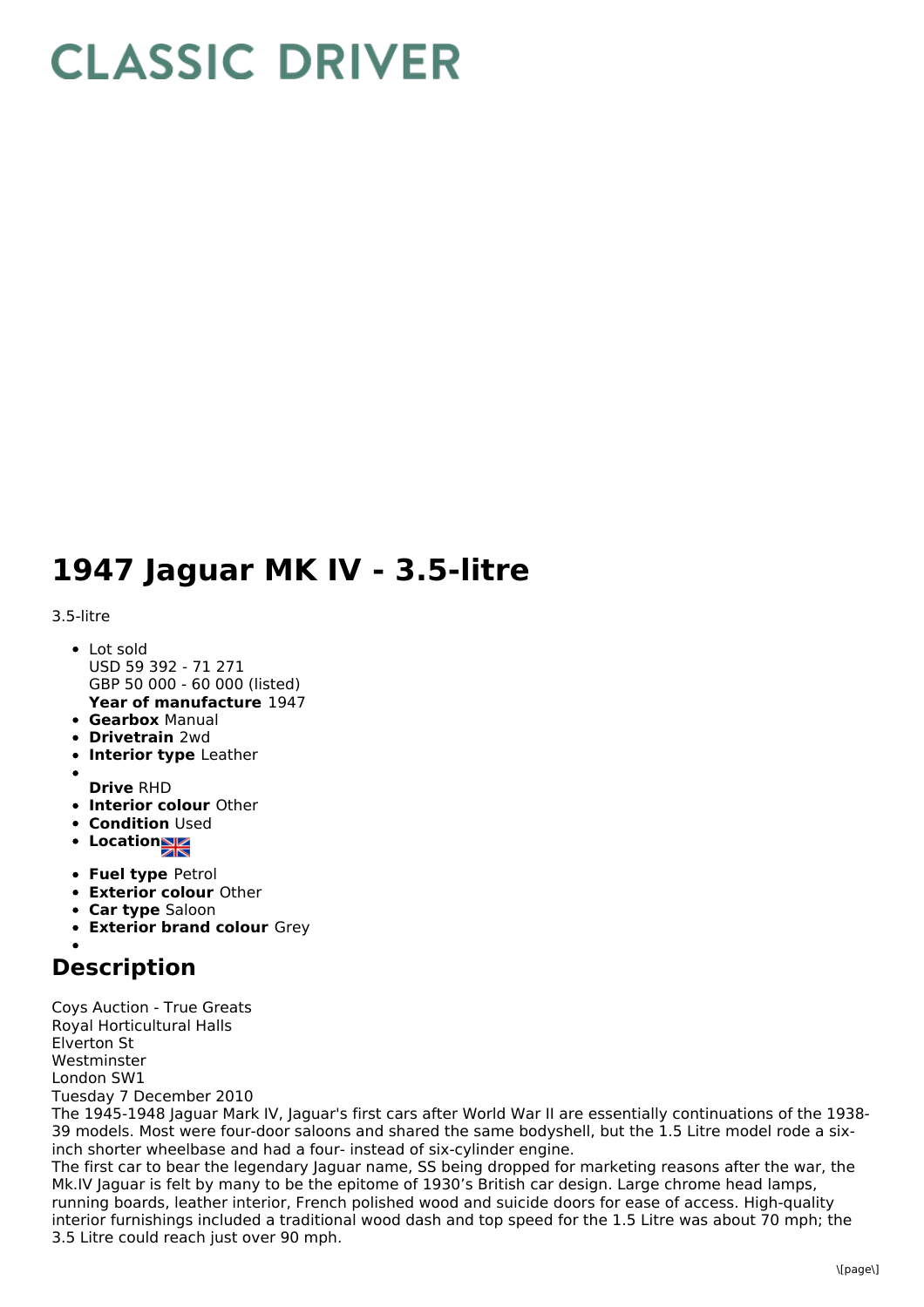# CLASSIC DRIVER

# 1947 Jaguar MK IV - 3.5-litre

3.5-litre

- Lot sold
  USD 59 392 - 71 271
  GBP 50 000 - 60 000 (listed)
  **Year of manufacture** 1947
- **Gearbox** Manual
- **Drivetrain** 2wd
- **Interior type** Leather
- **Drive** RHD
- **Interior colour** Other
- **Condition** Used
- **Location**
- **Fuel type** Petrol
- **Exterior colour** Other
- **Car type** Saloon
- **Exterior brand colour** Grey

## Description

Coys Auction - True Greats
Royal Horticultural Halls
Elverton St
Westminster
London SW1
Tuesday 7 December 2010
The 1945-1948 Jaguar Mark IV, Jaguar's first cars after World War II are essentially continuations of the 1938-39 models. Most were four-door saloons and shared the same bodyshell, but the 1.5 Litre model rode a six-inch shorter wheelbase and had a four- instead of six-cylinder engine.
The first car to bear the legendary Jaguar name, SS being dropped for marketing reasons after the war, the Mk.IV Jaguar is felt by many to be the epitome of 1930's British car design. Large chrome head lamps, running boards, leather interior, French polished wood and suicide doors for ease of access. High-quality interior furnishings included a traditional wood dash and top speed for the 1.5 Litre was about 70 mph; the 3.5 Litre could reach just over 90 mph.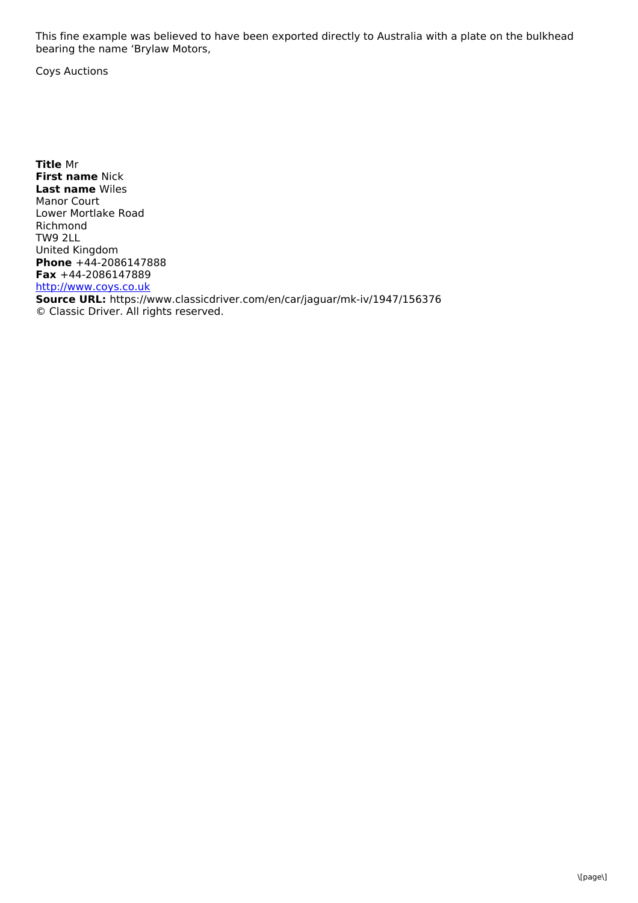This fine example was believed to have been exported directly to Australia with a plate on the bulkhead bearing the name ‘Brylaw Motors,

Coys Auctions

**Title** Mr  
**First name** Nick  
**Last name** Wiles  
Manor Court  
Lower Mortlake Road  
Richmond  
TW9 2LL  
United Kingdom  
**Phone** +44-2086147888  
**Fax** +44-2086147889  
[http://www.coys.co.uk](http://www.coys.co.uk)  
**Source URL:** https://www.classicdriver.com/en/car/jaguar/mk-iv/1947/156376  
© Classic Driver. All rights reserved.